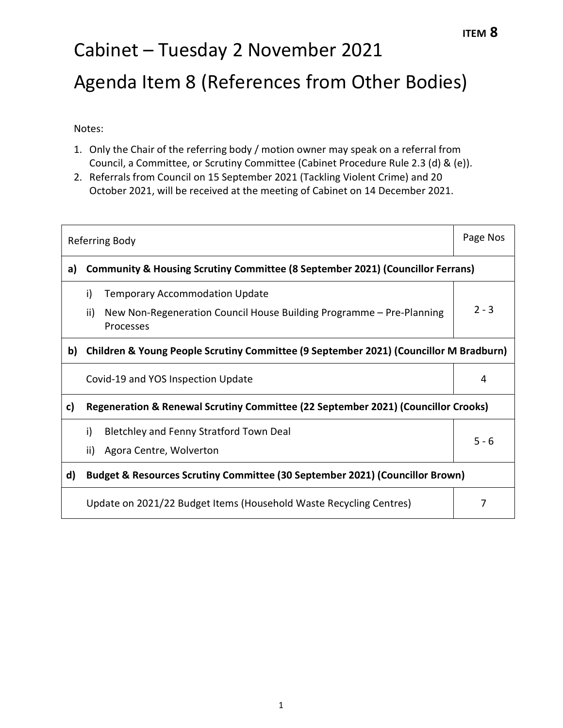**ITEM 8**

# Cabinet – Tuesday 2 November 2021

# Agenda Item 8 (References from Other Bodies)

Notes:

1. Only the Chair of the referring body / motion owner may speak on a referral from Council, a Committee, or Scrutiny Committee (Cabinet Procedure Rule 2.3 (d) & (e)).
2. Referrals from Council on 15 September 2021 (Tackling Violent Crime) and 20 October 2021, will be received at the meeting of Cabinet on 14 December 2021.

| Referring Body | Page Nos |
|---|---|
| **a) Community & Housing Scrutiny Committee (8 September 2021) (Councillor Ferrans)** | |
| i) Temporary Accommodation Update<br>ii) New Non-Regeneration Council House Building Programme – Pre-Planning Processes | 2 - 3 |
| **b) Children & Young People Scrutiny Committee (9 September 2021) (Councillor M Bradburn)** | |
| Covid-19 and YOS Inspection Update | 4 |
| **c) Regeneration & Renewal Scrutiny Committee (22 September 2021) (Councillor Crooks)** | |
| i) Bletchley and Fenny Stratford Town Deal<br>ii) Agora Centre, Wolverton | 5 - 6 |
| **d) Budget & Resources Scrutiny Committee (30 September 2021) (Councillor Brown)** | |
| Update on 2021/22 Budget Items (Household Waste Recycling Centres) | 7 |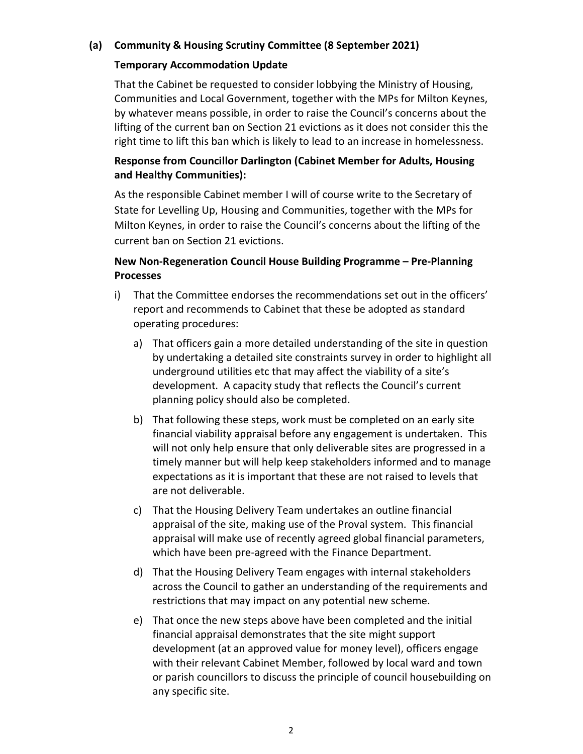**(a) Community & Housing Scrutiny Committee (8 September 2021)**

**Temporary Accommodation Update**

That the Cabinet be requested to consider lobbying the Ministry of Housing, Communities and Local Government, together with the MPs for Milton Keynes, by whatever means possible, in order to raise the Council's concerns about the lifting of the current ban on Section 21 evictions as it does not consider this the right time to lift this ban which is likely to lead to an increase in homelessness.

**Response from Councillor Darlington (Cabinet Member for Adults, Housing and Healthy Communities):**

As the responsible Cabinet member I will of course write to the Secretary of State for Levelling Up, Housing and Communities, together with the MPs for Milton Keynes, in order to raise the Council's concerns about the lifting of the current ban on Section 21 evictions.

**New Non-Regeneration Council House Building Programme – Pre-Planning Processes**

i) That the Committee endorses the recommendations set out in the officers' report and recommends to Cabinet that these be adopted as standard operating procedures:

   a) That officers gain a more detailed understanding of the site in question by undertaking a detailed site constraints survey in order to highlight all underground utilities etc that may affect the viability of a site's development. A capacity study that reflects the Council's current planning policy should also be completed.

   b) That following these steps, work must be completed on an early site financial viability appraisal before any engagement is undertaken. This will not only help ensure that only deliverable sites are progressed in a timely manner but will help keep stakeholders informed and to manage expectations as it is important that these are not raised to levels that are not deliverable.

   c) That the Housing Delivery Team undertakes an outline financial appraisal of the site, making use of the Proval system. This financial appraisal will make use of recently agreed global financial parameters, which have been pre-agreed with the Finance Department.

   d) That the Housing Delivery Team engages with internal stakeholders across the Council to gather an understanding of the requirements and restrictions that may impact on any potential new scheme.

   e) That once the new steps above have been completed and the initial financial appraisal demonstrates that the site might support development (at an approved value for money level), officers engage with their relevant Cabinet Member, followed by local ward and town or parish councillors to discuss the principle of council housebuilding on any specific site.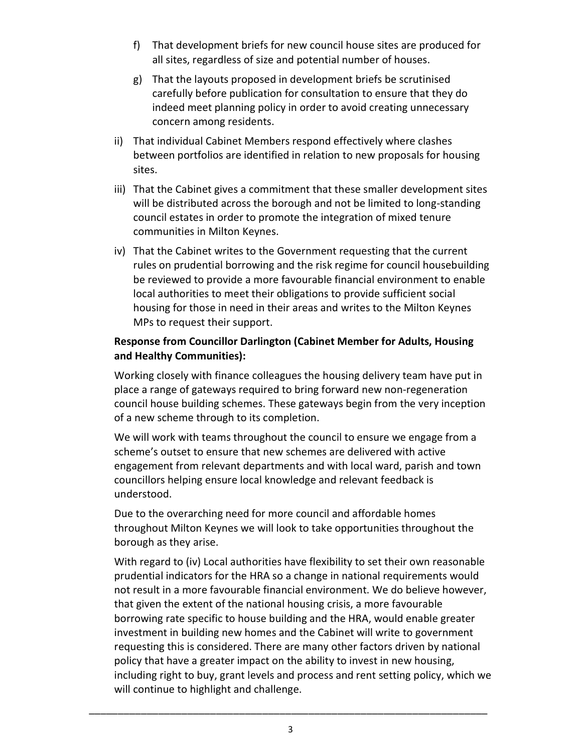f) That development briefs for new council house sites are produced for all sites, regardless of size and potential number of houses.

g) That the layouts proposed in development briefs be scrutinised carefully before publication for consultation to ensure that they do indeed meet planning policy in order to avoid creating unnecessary concern among residents.

ii) That individual Cabinet Members respond effectively where clashes between portfolios are identified in relation to new proposals for housing sites.

iii) That the Cabinet gives a commitment that these smaller development sites will be distributed across the borough and not be limited to long-standing council estates in order to promote the integration of mixed tenure communities in Milton Keynes.

iv) That the Cabinet writes to the Government requesting that the current rules on prudential borrowing and the risk regime for council housebuilding be reviewed to provide a more favourable financial environment to enable local authorities to meet their obligations to provide sufficient social housing for those in need in their areas and writes to the Milton Keynes MPs to request their support.

**Response from Councillor Darlington (Cabinet Member for Adults, Housing and Healthy Communities):**

Working closely with finance colleagues the housing delivery team have put in place a range of gateways required to bring forward new non-regeneration council house building schemes. These gateways begin from the very inception of a new scheme through to its completion.

We will work with teams throughout the council to ensure we engage from a scheme's outset to ensure that new schemes are delivered with active engagement from relevant departments and with local ward, parish and town councillors helping ensure local knowledge and relevant feedback is understood.

Due to the overarching need for more council and affordable homes throughout Milton Keynes we will look to take opportunities throughout the borough as they arise.

With regard to (iv) Local authorities have flexibility to set their own reasonable prudential indicators for the HRA so a change in national requirements would not result in a more favourable financial environment. We do believe however, that given the extent of the national housing crisis, a more favourable borrowing rate specific to house building and the HRA, would enable greater investment in building new homes and the Cabinet will write to government requesting this is considered. There are many other factors driven by national policy that have a greater impact on the ability to invest in new housing, including right to buy, grant levels and process and rent setting policy, which we will continue to highlight and challenge.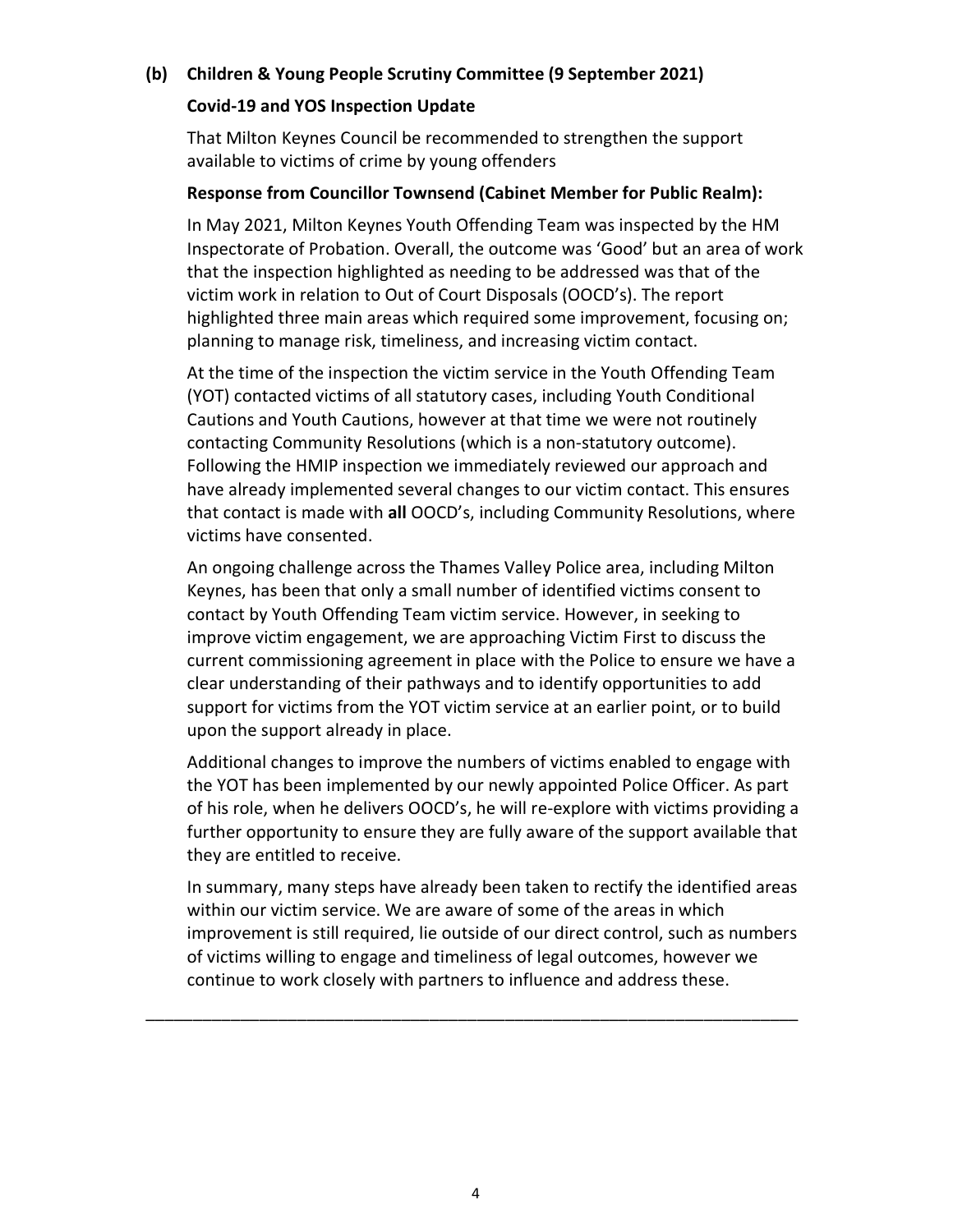**(b) Children & Young People Scrutiny Committee (9 September 2021)**

**Covid-19 and YOS Inspection Update**

That Milton Keynes Council be recommended to strengthen the support available to victims of crime by young offenders

**Response from Councillor Townsend (Cabinet Member for Public Realm):**

In May 2021, Milton Keynes Youth Offending Team was inspected by the HM Inspectorate of Probation. Overall, the outcome was 'Good' but an area of work that the inspection highlighted as needing to be addressed was that of the victim work in relation to Out of Court Disposals (OOCD's). The report highlighted three main areas which required some improvement, focusing on; planning to manage risk, timeliness, and increasing victim contact.

At the time of the inspection the victim service in the Youth Offending Team (YOT) contacted victims of all statutory cases, including Youth Conditional Cautions and Youth Cautions, however at that time we were not routinely contacting Community Resolutions (which is a non-statutory outcome). Following the HMIP inspection we immediately reviewed our approach and have already implemented several changes to our victim contact. This ensures that contact is made with **all** OOCD's, including Community Resolutions, where victims have consented.

An ongoing challenge across the Thames Valley Police area, including Milton Keynes, has been that only a small number of identified victims consent to contact by Youth Offending Team victim service. However, in seeking to improve victim engagement, we are approaching Victim First to discuss the current commissioning agreement in place with the Police to ensure we have a clear understanding of their pathways and to identify opportunities to add support for victims from the YOT victim service at an earlier point, or to build upon the support already in place.

Additional changes to improve the numbers of victims enabled to engage with the YOT has been implemented by our newly appointed Police Officer. As part of his role, when he delivers OOCD's, he will re-explore with victims providing a further opportunity to ensure they are fully aware of the support available that they are entitled to receive.

In summary, many steps have already been taken to rectify the identified areas within our victim service. We are aware of some of the areas in which improvement is still required, lie outside of our direct control, such as numbers of victims willing to engage and timeliness of legal outcomes, however we continue to work closely with partners to influence and address these.

---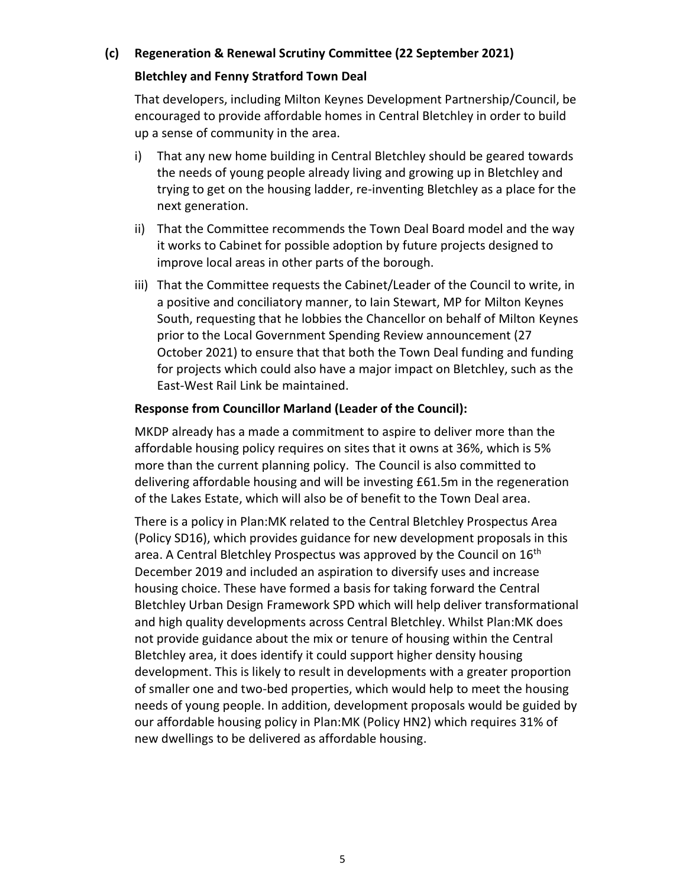**(c) Regeneration & Renewal Scrutiny Committee (22 September 2021)**

**Bletchley and Fenny Stratford Town Deal**

That developers, including Milton Keynes Development Partnership/Council, be encouraged to provide affordable homes in Central Bletchley in order to build up a sense of community in the area.

i) That any new home building in Central Bletchley should be geared towards the needs of young people already living and growing up in Bletchley and trying to get on the housing ladder, re-inventing Bletchley as a place for the next generation.

ii) That the Committee recommends the Town Deal Board model and the way it works to Cabinet for possible adoption by future projects designed to improve local areas in other parts of the borough.

iii) That the Committee requests the Cabinet/Leader of the Council to write, in a positive and conciliatory manner, to Iain Stewart, MP for Milton Keynes South, requesting that he lobbies the Chancellor on behalf of Milton Keynes prior to the Local Government Spending Review announcement (27 October 2021) to ensure that that both the Town Deal funding and funding for projects which could also have a major impact on Bletchley, such as the East-West Rail Link be maintained.

**Response from Councillor Marland (Leader of the Council):**

MKDP already has a made a commitment to aspire to deliver more than the affordable housing policy requires on sites that it owns at 36%, which is 5% more than the current planning policy. The Council is also committed to delivering affordable housing and will be investing £61.5m in the regeneration of the Lakes Estate, which will also be of benefit to the Town Deal area.

There is a policy in Plan:MK related to the Central Bletchley Prospectus Area (Policy SD16), which provides guidance for new development proposals in this area. A Central Bletchley Prospectus was approved by the Council on 16th December 2019 and included an aspiration to diversify uses and increase housing choice. These have formed a basis for taking forward the Central Bletchley Urban Design Framework SPD which will help deliver transformational and high quality developments across Central Bletchley. Whilst Plan:MK does not provide guidance about the mix or tenure of housing within the Central Bletchley area, it does identify it could support higher density housing development. This is likely to result in developments with a greater proportion of smaller one and two-bed properties, which would help to meet the housing needs of young people. In addition, development proposals would be guided by our affordable housing policy in Plan:MK (Policy HN2) which requires 31% of new dwellings to be delivered as affordable housing.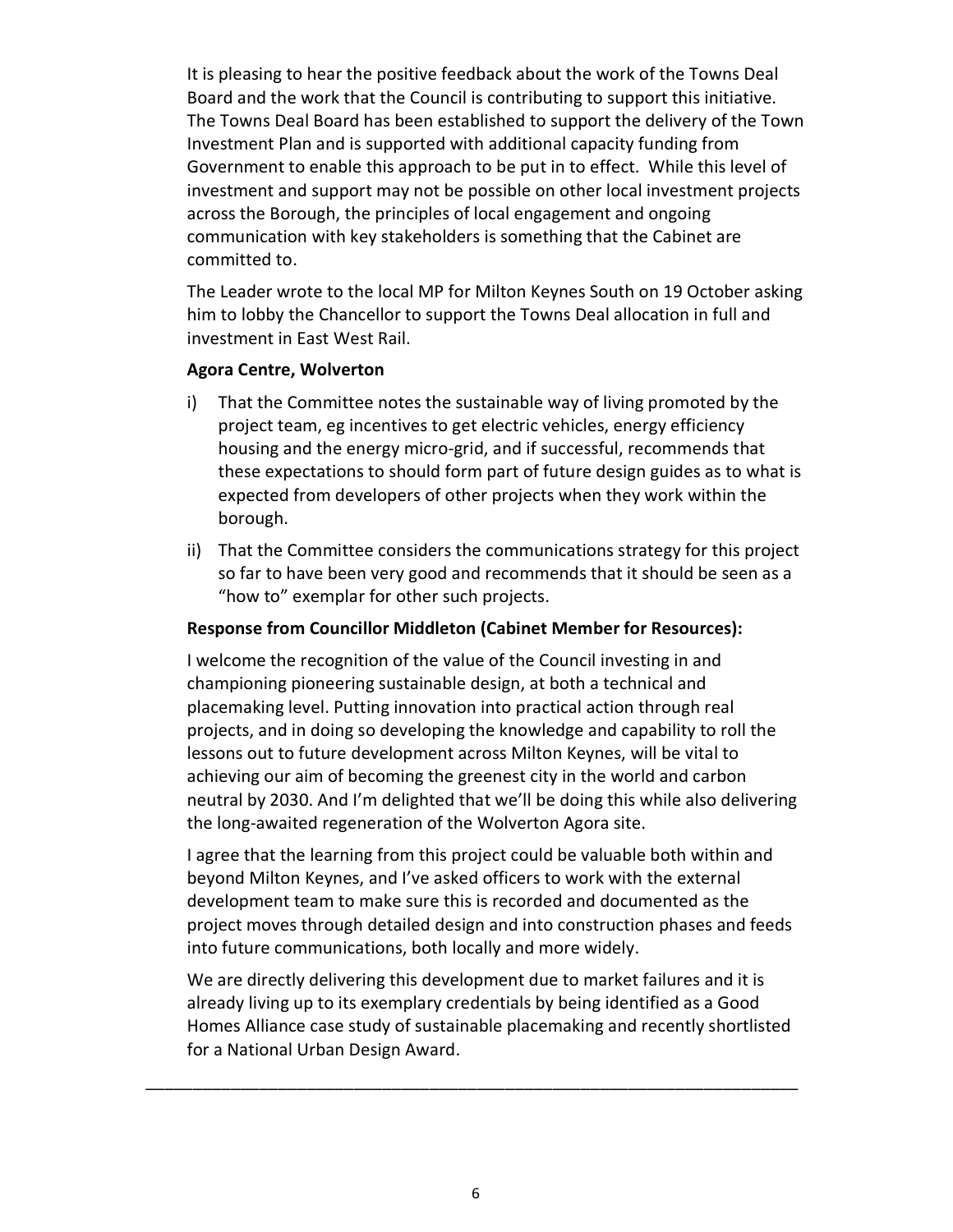It is pleasing to hear the positive feedback about the work of the Towns Deal Board and the work that the Council is contributing to support this initiative. The Towns Deal Board has been established to support the delivery of the Town Investment Plan and is supported with additional capacity funding from Government to enable this approach to be put in to effect. While this level of investment and support may not be possible on other local investment projects across the Borough, the principles of local engagement and ongoing communication with key stakeholders is something that the Cabinet are committed to.

The Leader wrote to the local MP for Milton Keynes South on 19 October asking him to lobby the Chancellor to support the Towns Deal allocation in full and investment in East West Rail.

**Agora Centre, Wolverton**

i) That the Committee notes the sustainable way of living promoted by the project team, eg incentives to get electric vehicles, energy efficiency housing and the energy micro-grid, and if successful, recommends that these expectations to should form part of future design guides as to what is expected from developers of other projects when they work within the borough.

ii) That the Committee considers the communications strategy for this project so far to have been very good and recommends that it should be seen as a "how to" exemplar for other such projects.

**Response from Councillor Middleton (Cabinet Member for Resources):**

I welcome the recognition of the value of the Council investing in and championing pioneering sustainable design, at both a technical and placemaking level. Putting innovation into practical action through real projects, and in doing so developing the knowledge and capability to roll the lessons out to future development across Milton Keynes, will be vital to achieving our aim of becoming the greenest city in the world and carbon neutral by 2030. And I'm delighted that we'll be doing this while also delivering the long-awaited regeneration of the Wolverton Agora site.

I agree that the learning from this project could be valuable both within and beyond Milton Keynes, and I've asked officers to work with the external development team to make sure this is recorded and documented as the project moves through detailed design and into construction phases and feeds into future communications, both locally and more widely.

We are directly delivering this development due to market failures and it is already living up to its exemplary credentials by being identified as a Good Homes Alliance case study of sustainable placemaking and recently shortlisted for a National Urban Design Award.

---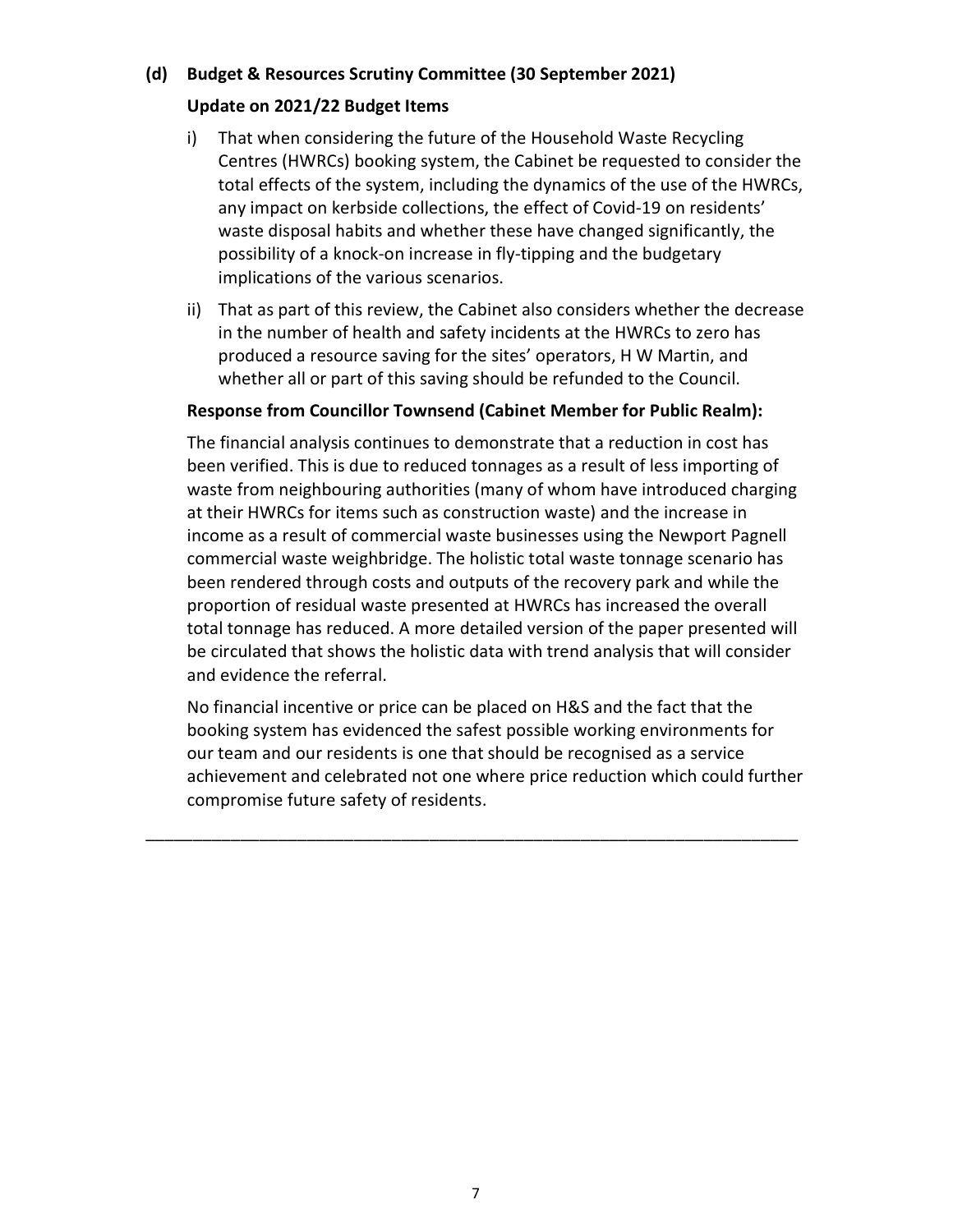### (d) Budget & Resources Scrutiny Committee (30 September 2021)

**Update on 2021/22 Budget Items**

i) That when considering the future of the Household Waste Recycling Centres (HWRCs) booking system, the Cabinet be requested to consider the total effects of the system, including the dynamics of the use of the HWRCs, any impact on kerbside collections, the effect of Covid-19 on residents' waste disposal habits and whether these have changed significantly, the possibility of a knock-on increase in fly-tipping and the budgetary implications of the various scenarios.

ii) That as part of this review, the Cabinet also considers whether the decrease in the number of health and safety incidents at the HWRCs to zero has produced a resource saving for the sites' operators, H W Martin, and whether all or part of this saving should be refunded to the Council.

**Response from Councillor Townsend (Cabinet Member for Public Realm):**

The financial analysis continues to demonstrate that a reduction in cost has been verified. This is due to reduced tonnages as a result of less importing of waste from neighbouring authorities (many of whom have introduced charging at their HWRCs for items such as construction waste) and the increase in income as a result of commercial waste businesses using the Newport Pagnell commercial waste weighbridge. The holistic total waste tonnage scenario has been rendered through costs and outputs of the recovery park and while the proportion of residual waste presented at HWRCs has increased the overall total tonnage has reduced. A more detailed version of the paper presented will be circulated that shows the holistic data with trend analysis that will consider and evidence the referral.

No financial incentive or price can be placed on H&S and the fact that the booking system has evidenced the safest possible working environments for our team and our residents is one that should be recognised as a service achievement and celebrated not one where price reduction which could further compromise future safety of residents.

---